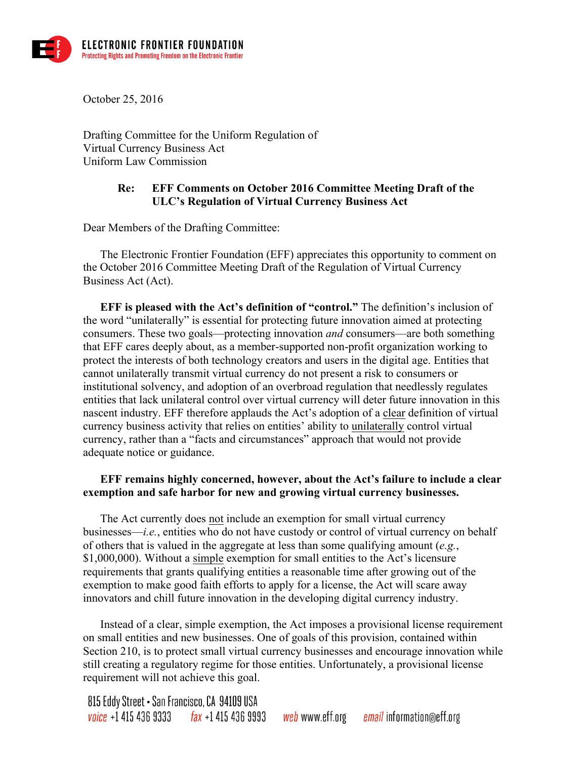October 25, 2016

Drafting Committee for the Uniform Regulation of
Virtual Currency Business Act
Uniform Law Commission

**Re: EFF Comments on October 2016 Committee Meeting Draft of the ULC's Regulation of Virtual Currency Business Act**

Dear Members of the Drafting Committee:

The Electronic Frontier Foundation (EFF) appreciates this opportunity to comment on the October 2016 Committee Meeting Draft of the Regulation of Virtual Currency Business Act (Act).

**EFF is pleased with the Act's definition of "control."** The definition's inclusion of the word "unilaterally" is essential for protecting future innovation aimed at protecting consumers. These two goals—protecting innovation *and* consumers—are both something that EFF cares deeply about, as a member-supported non-profit organization working to protect the interests of both technology creators and users in the digital age. Entities that cannot unilaterally transmit virtual currency do not present a risk to consumers or institutional solvency, and adoption of an overbroad regulation that needlessly regulates entities that lack unilateral control over virtual currency will deter future innovation in this nascent industry. EFF therefore applauds the Act's adoption of a clear definition of virtual currency business activity that relies on entities' ability to unilaterally control virtual currency, rather than a "facts and circumstances" approach that would not provide adequate notice or guidance.

**EFF remains highly concerned, however, about the Act's failure to include a clear exemption and safe harbor for new and growing virtual currency businesses.**

The Act currently does not include an exemption for small virtual currency businesses—*i.e.*, entities who do not have custody or control of virtual currency on behalf of others that is valued in the aggregate at less than some qualifying amount (*e.g.*, $1,000,000). Without a simple exemption for small entities to the Act's licensure requirements that grants qualifying entities a reasonable time after growing out of the exemption to make good faith efforts to apply for a license, the Act will scare away innovators and chill future innovation in the developing digital currency industry.

Instead of a clear, simple exemption, the Act imposes a provisional license requirement on small entities and new businesses. One of goals of this provision, contained within Section 210, is to protect small virtual currency businesses and encourage innovation while still creating a regulatory regime for those entities. Unfortunately, a provisional license requirement will not achieve this goal.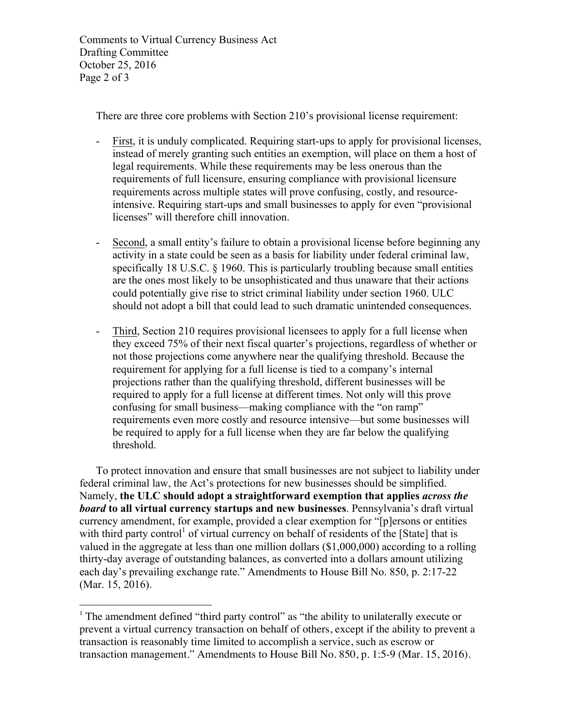There are three core problems with Section 210's provisional license requirement:

- First, it is unduly complicated. Requiring start-ups to apply for provisional licenses, instead of merely granting such entities an exemption, will place on them a host of legal requirements. While these requirements may be less onerous than the requirements of full licensure, ensuring compliance with provisional licensure requirements across multiple states will prove confusing, costly, and resource-intensive. Requiring start-ups and small businesses to apply for even "provisional licenses" will therefore chill innovation.

- Second, a small entity's failure to obtain a provisional license before beginning any activity in a state could be seen as a basis for liability under federal criminal law, specifically 18 U.S.C. § 1960. This is particularly troubling because small entities are the ones most likely to be unsophisticated and thus unaware that their actions could potentially give rise to strict criminal liability under section 1960. ULC should not adopt a bill that could lead to such dramatic unintended consequences.

- Third, Section 210 requires provisional licensees to apply for a full license when they exceed 75% of their next fiscal quarter's projections, regardless of whether or not those projections come anywhere near the qualifying threshold. Because the requirement for applying for a full license is tied to a company's internal projections rather than the qualifying threshold, different businesses will be required to apply for a full license at different times. Not only will this prove confusing for small business—making compliance with the "on ramp" requirements even more costly and resource intensive—but some businesses will be required to apply for a full license when they are far below the qualifying threshold.

To protect innovation and ensure that small businesses are not subject to liability under federal criminal law, the Act's protections for new businesses should be simplified. Namely, **the ULC should adopt a straightforward exemption that applies *across the board* to all virtual currency startups and new businesses**. Pennsylvania's draft virtual currency amendment, for example, provided a clear exemption for "[p]ersons or entities with third party control[1] of virtual currency on behalf of residents of the [State] that is valued in the aggregate at less than one million dollars ($1,000,000) according to a rolling thirty-day average of outstanding balances, as converted into a dollars amount utilizing each day's prevailing exchange rate." Amendments to House Bill No. 850, p. 2:17-22 (Mar. 15, 2016).

---

[1] The amendment defined "third party control" as "the ability to unilaterally execute or prevent a virtual currency transaction on behalf of others, except if the ability to prevent a transaction is reasonably time limited to accomplish a service, such as escrow or transaction management." Amendments to House Bill No. 850, p. 1:5-9 (Mar. 15, 2016).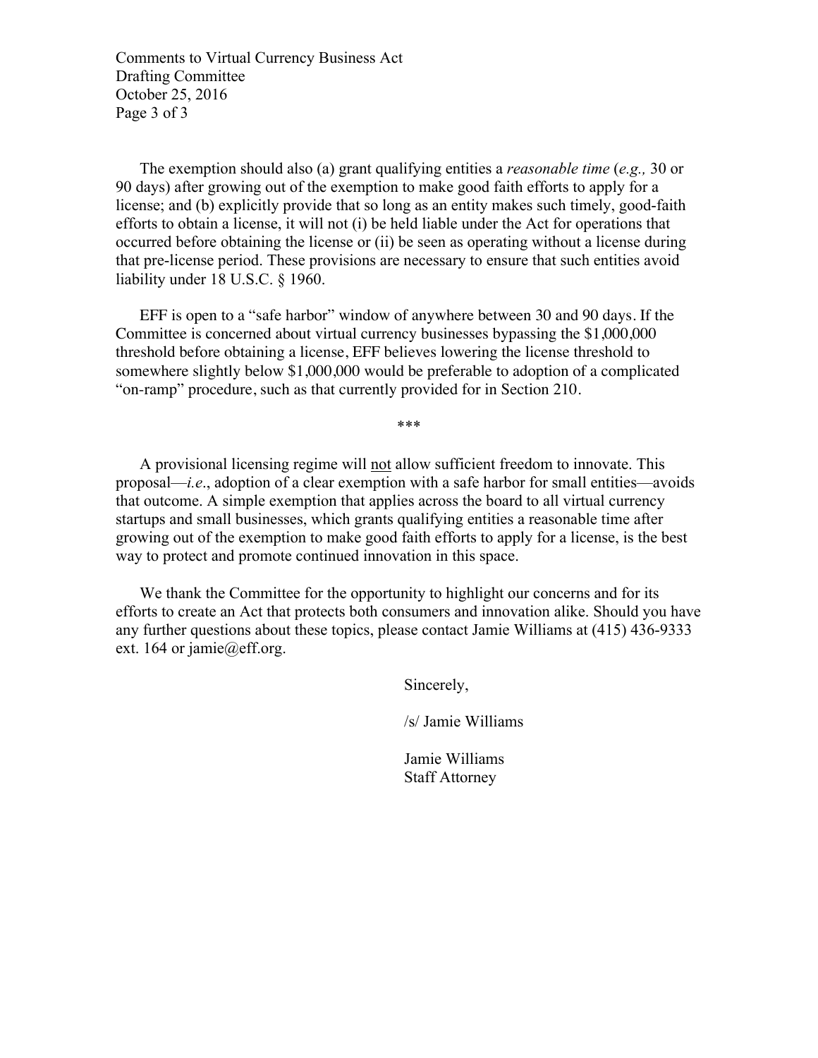The exemption should also (a) grant qualifying entities a *reasonable time* (*e.g.,* 30 or 90 days) after growing out of the exemption to make good faith efforts to apply for a license; and (b) explicitly provide that so long as an entity makes such timely, good-faith efforts to obtain a license, it will not (i) be held liable under the Act for operations that occurred before obtaining the license or (ii) be seen as operating without a license during that pre-license period. These provisions are necessary to ensure that such entities avoid liability under 18 U.S.C. § 1960.

EFF is open to a "safe harbor" window of anywhere between 30 and 90 days. If the Committee is concerned about virtual currency businesses bypassing the $1,000,000 threshold before obtaining a license, EFF believes lowering the license threshold to somewhere slightly below $1,000,000 would be preferable to adoption of a complicated "on-ramp" procedure, such as that currently provided for in Section 210.

\*\*\*

A provisional licensing regime will <u>not</u> allow sufficient freedom to innovate. This proposal—*i.e.*, adoption of a clear exemption with a safe harbor for small entities—avoids that outcome. A simple exemption that applies across the board to all virtual currency startups and small businesses, which grants qualifying entities a reasonable time after growing out of the exemption to make good faith efforts to apply for a license, is the best way to protect and promote continued innovation in this space.

We thank the Committee for the opportunity to highlight our concerns and for its efforts to create an Act that protects both consumers and innovation alike. Should you have any further questions about these topics, please contact Jamie Williams at (415) 436-9333 ext. 164 or jamie@eff.org.

Sincerely,

/s/ Jamie Williams

Jamie Williams
Staff Attorney